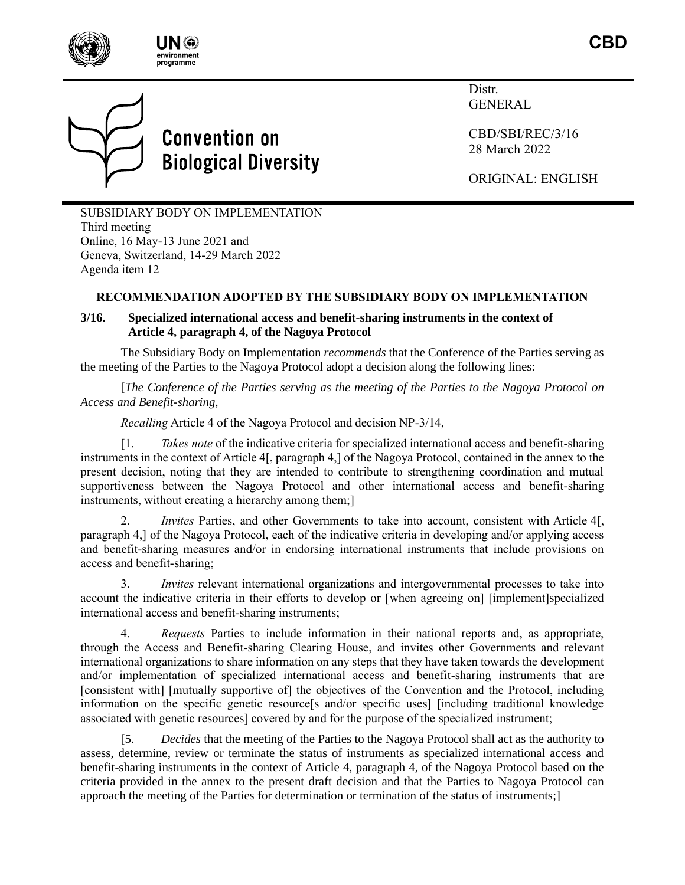CBD

Distr.
GENERAL

CBD/SBI/REC/3/16
28 March 2022

ORIGINAL: ENGLISH

# Convention on Biological Diversity

SUBSIDIARY BODY ON IMPLEMENTATION
Third meeting
Online, 16 May-13 June 2021 and
Geneva, Switzerland, 14-29 March 2022
Agenda item 12

## RECOMMENDATION ADOPTED BY THE SUBSIDIARY BODY ON IMPLEMENTATION

### 3/16. Specialized international access and benefit-sharing instruments in the context of Article 4, paragraph 4, of the Nagoya Protocol

The Subsidiary Body on Implementation *recommends* that the Conference of the Parties serving as the meeting of the Parties to the Nagoya Protocol adopt a decision along the following lines:

[*The Conference of the Parties serving as the meeting of the Parties to the Nagoya Protocol on Access and Benefit-sharing,*

*Recalling* Article 4 of the Nagoya Protocol and decision NP-3/14,

[1. *Takes note* of the indicative criteria for specialized international access and benefit-sharing instruments in the context of Article 4[, paragraph 4,] of the Nagoya Protocol, contained in the annex to the present decision, noting that they are intended to contribute to strengthening coordination and mutual supportiveness between the Nagoya Protocol and other international access and benefit-sharing instruments, without creating a hierarchy among them;]

2. *Invites* Parties, and other Governments to take into account, consistent with Article 4[, paragraph 4,] of the Nagoya Protocol, each of the indicative criteria in developing and/or applying access and benefit-sharing measures and/or in endorsing international instruments that include provisions on access and benefit-sharing;

3. *Invites* relevant international organizations and intergovernmental processes to take into account the indicative criteria in their efforts to develop or [when agreeing on] [implement]specialized international access and benefit-sharing instruments;

4. *Requests* Parties to include information in their national reports and, as appropriate, through the Access and Benefit-sharing Clearing House, and invites other Governments and relevant international organizations to share information on any steps that they have taken towards the development and/or implementation of specialized international access and benefit-sharing instruments that are [consistent with] [mutually supportive of] the objectives of the Convention and the Protocol, including information on the specific genetic resource[s and/or specific uses] [including traditional knowledge associated with genetic resources] covered by and for the purpose of the specialized instrument;

[5. *Decides* that the meeting of the Parties to the Nagoya Protocol shall act as the authority to assess, determine, review or terminate the status of instruments as specialized international access and benefit-sharing instruments in the context of Article 4, paragraph 4, of the Nagoya Protocol based on the criteria provided in the annex to the present draft decision and that the Parties to Nagoya Protocol can approach the meeting of the Parties for determination or termination of the status of instruments;]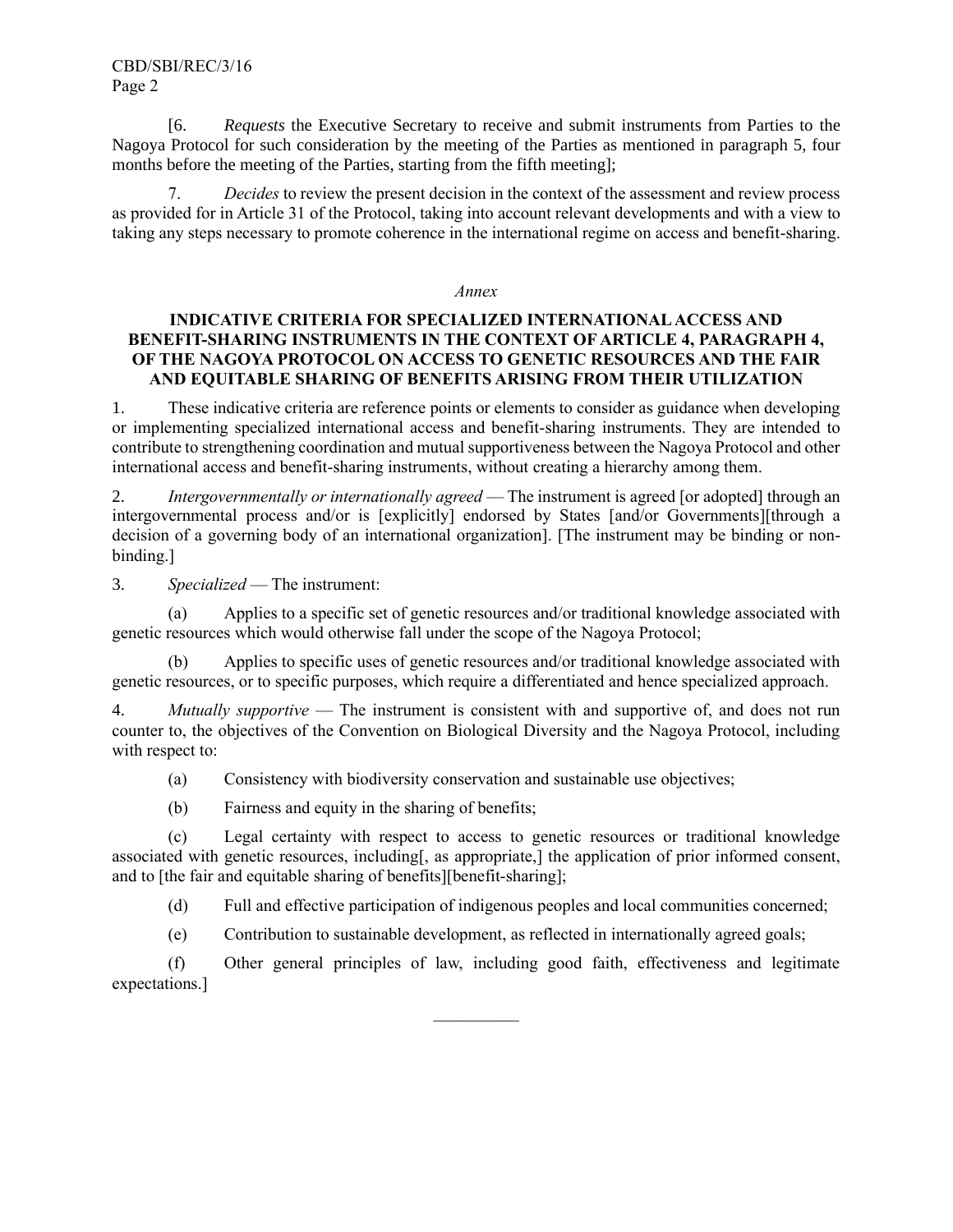[6. *Requests* the Executive Secretary to receive and submit instruments from Parties to the Nagoya Protocol for such consideration by the meeting of the Parties as mentioned in paragraph 5, four months before the meeting of the Parties, starting from the fifth meeting];

7. *Decides* to review the present decision in the context of the assessment and review process as provided for in Article 31 of the Protocol, taking into account relevant developments and with a view to taking any steps necessary to promote coherence in the international regime on access and benefit-sharing.

*Annex*

## INDICATIVE CRITERIA FOR SPECIALIZED INTERNATIONAL ACCESS AND BENEFIT-SHARING INSTRUMENTS IN THE CONTEXT OF ARTICLE 4, PARAGRAPH 4, OF THE NAGOYA PROTOCOL ON ACCESS TO GENETIC RESOURCES AND THE FAIR AND EQUITABLE SHARING OF BENEFITS ARISING FROM THEIR UTILIZATION

1. These indicative criteria are reference points or elements to consider as guidance when developing or implementing specialized international access and benefit-sharing instruments. They are intended to contribute to strengthening coordination and mutual supportiveness between the Nagoya Protocol and other international access and benefit-sharing instruments, without creating a hierarchy among them.

2. *Intergovernmentally or internationally agreed* — The instrument is agreed [or adopted] through an intergovernmental process and/or is [explicitly] endorsed by States [and/or Governments][through a decision of a governing body of an international organization]. [The instrument may be binding or non-binding.]

3. *Specialized* — The instrument:

(a) Applies to a specific set of genetic resources and/or traditional knowledge associated with genetic resources which would otherwise fall under the scope of the Nagoya Protocol;

(b) Applies to specific uses of genetic resources and/or traditional knowledge associated with genetic resources, or to specific purposes, which require a differentiated and hence specialized approach.

4. *Mutually supportive* — The instrument is consistent with and supportive of, and does not run counter to, the objectives of the Convention on Biological Diversity and the Nagoya Protocol, including with respect to:

(a) Consistency with biodiversity conservation and sustainable use objectives;

(b) Fairness and equity in the sharing of benefits;

(c) Legal certainty with respect to access to genetic resources or traditional knowledge associated with genetic resources, including[, as appropriate,] the application of prior informed consent, and to [the fair and equitable sharing of benefits][benefit-sharing];

(d) Full and effective participation of indigenous peoples and local communities concerned;

(e) Contribution to sustainable development, as reflected in internationally agreed goals;

(f) Other general principles of law, including good faith, effectiveness and legitimate expectations.]

__________